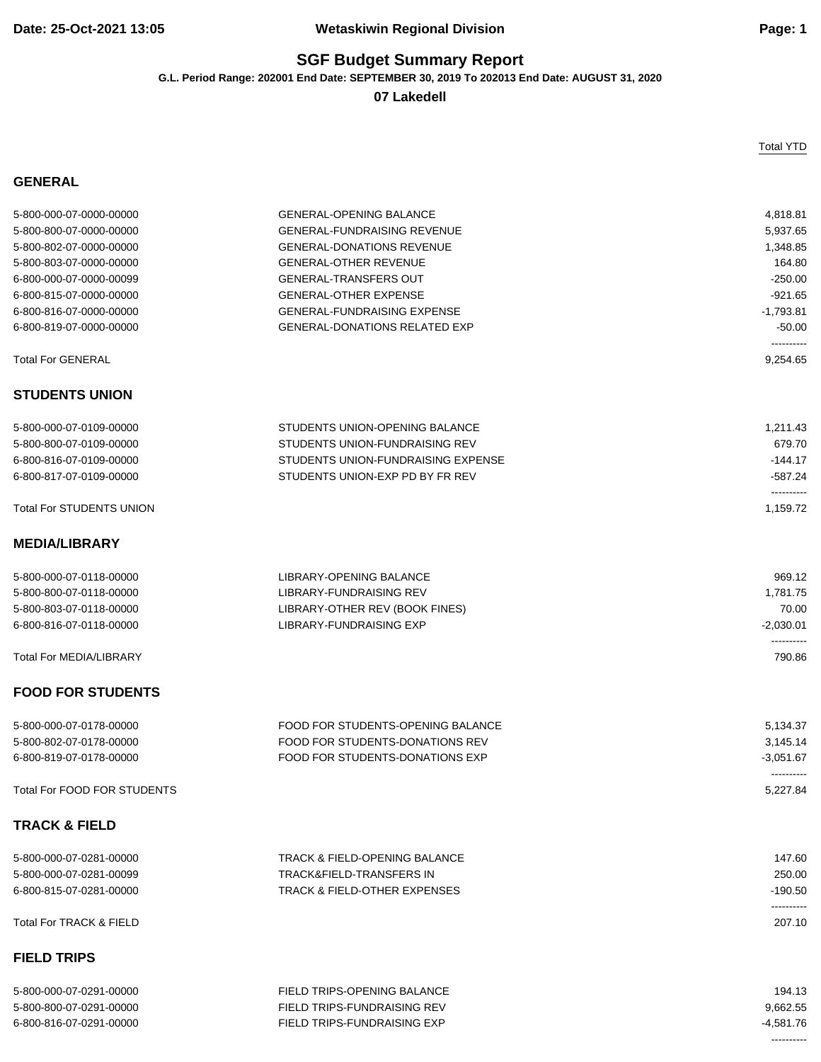# SGF Budget Summary Report

**G.L. Period Range: 202001 End Date: SEPTEMBER 30, 2019 To 202013 End Date: AUGUST 31, 2020**

**07 Lakedell**

## GENERAL

| Account | Description | Total YTD |
|---|---|---|
| 5-800-000-07-0000-00000 | GENERAL-OPENING BALANCE | 4,818.81 |
| 5-800-800-07-0000-00000 | GENERAL-FUNDRAISING REVENUE | 5,937.65 |
| 5-800-802-07-0000-00000 | GENERAL-DONATIONS REVENUE | 1,348.85 |
| 5-800-803-07-0000-00000 | GENERAL-OTHER REVENUE | 164.80 |
| 6-800-000-07-0000-00099 | GENERAL-TRANSFERS OUT | -250.00 |
| 6-800-815-07-0000-00000 | GENERAL-OTHER EXPENSE | -921.65 |
| 6-800-816-07-0000-00000 | GENERAL-FUNDRAISING EXPENSE | -1,793.81 |
| 6-800-819-07-0000-00000 | GENERAL-DONATIONS RELATED EXP | -50.00 |
| Total For GENERAL | | 9,254.65 |

## STUDENTS UNION

| Account | Description | Total YTD |
|---|---|---|
| 5-800-000-07-0109-00000 | STUDENTS UNION-OPENING BALANCE | 1,211.43 |
| 5-800-800-07-0109-00000 | STUDENTS UNION-FUNDRAISING REV | 679.70 |
| 6-800-816-07-0109-00000 | STUDENTS UNION-FUNDRAISING EXPENSE | -144.17 |
| 6-800-817-07-0109-00000 | STUDENTS UNION-EXP PD BY FR REV | -587.24 |
| Total For STUDENTS UNION | | 1,159.72 |

## MEDIA/LIBRARY

| Account | Description | Total YTD |
|---|---|---|
| 5-800-000-07-0118-00000 | LIBRARY-OPENING BALANCE | 969.12 |
| 5-800-800-07-0118-00000 | LIBRARY-FUNDRAISING REV | 1,781.75 |
| 5-800-803-07-0118-00000 | LIBRARY-OTHER REV (BOOK FINES) | 70.00 |
| 6-800-816-07-0118-00000 | LIBRARY-FUNDRAISING EXP | -2,030.01 |
| Total For MEDIA/LIBRARY | | 790.86 |

## FOOD FOR STUDENTS

| Account | Description | Total YTD |
|---|---|---|
| 5-800-000-07-0178-00000 | FOOD FOR STUDENTS-OPENING BALANCE | 5,134.37 |
| 5-800-802-07-0178-00000 | FOOD FOR STUDENTS-DONATIONS REV | 3,145.14 |
| 6-800-819-07-0178-00000 | FOOD FOR STUDENTS-DONATIONS EXP | -3,051.67 |
| Total For FOOD FOR STUDENTS | | 5,227.84 |

## TRACK & FIELD

| Account | Description | Total YTD |
|---|---|---|
| 5-800-000-07-0281-00000 | TRACK & FIELD-OPENING BALANCE | 147.60 |
| 5-800-000-07-0281-00099 | TRACK&FIELD-TRANSFERS IN | 250.00 |
| 6-800-815-07-0281-00000 | TRACK & FIELD-OTHER EXPENSES | -190.50 |
| Total For TRACK & FIELD | | 207.10 |

## FIELD TRIPS

| Account | Description | Total YTD |
|---|---|---|
| 5-800-000-07-0291-00000 | FIELD TRIPS-OPENING BALANCE | 194.13 |
| 5-800-800-07-0291-00000 | FIELD TRIPS-FUNDRAISING REV | 9,662.55 |
| 6-800-816-07-0291-00000 | FIELD TRIPS-FUNDRAISING EXP | -4,581.76 |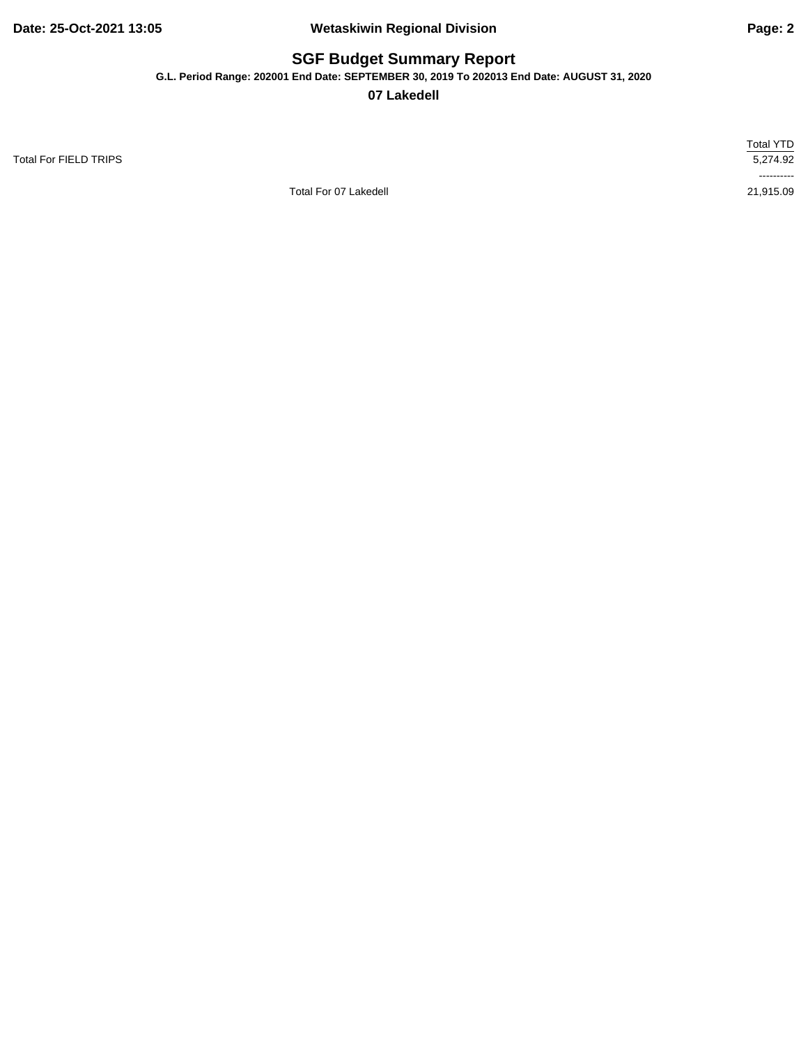# SGF Budget Summary Report

**G.L. Period Range: 202001 End Date: SEPTEMBER 30, 2019 To 202013 End Date: AUGUST 31, 2020**

**07 Lakedell**

| | Total YTD |
|---|---|
| Total For FIELD TRIPS | 5,274.92 |
| | ---------- |
| Total For 07 Lakedell | 21,915.09 |